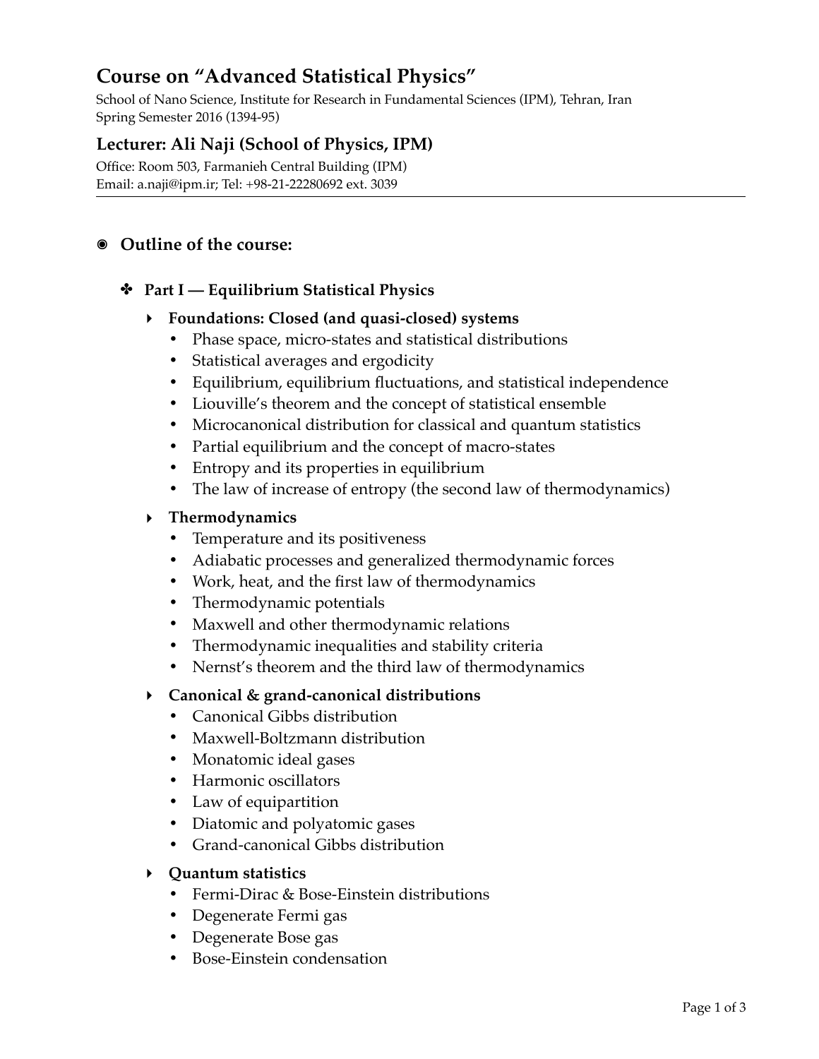# Course on "Advanced Statistical Physics"

School of Nano Science, Institute for Research in Fundamental Sciences (IPM), Tehran, Iran
Spring Semester 2016 (1394-95)

## Lecturer: Ali Naji (School of Physics, IPM)

Office: Room 503, Farmanieh Central Building (IPM)
Email: a.naji@ipm.ir; Tel: +98-21-22280692 ext. 3039

---

## ◉ Outline of the course:

### ✤ Part I — Equilibrium Statistical Physics

#### Foundations: Closed (and quasi-closed) systems

- Phase space, micro-states and statistical distributions
- Statistical averages and ergodicity
- Equilibrium, equilibrium fluctuations, and statistical independence
- Liouville's theorem and the concept of statistical ensemble
- Microcanonical distribution for classical and quantum statistics
- Partial equilibrium and the concept of macro-states
- Entropy and its properties in equilibrium
- The law of increase of entropy (the second law of thermodynamics)

#### Thermodynamics

- Temperature and its positiveness
- Adiabatic processes and generalized thermodynamic forces
- Work, heat, and the first law of thermodynamics
- Thermodynamic potentials
- Maxwell and other thermodynamic relations
- Thermodynamic inequalities and stability criteria
- Nernst's theorem and the third law of thermodynamics

#### Canonical & grand-canonical distributions

- Canonical Gibbs distribution
- Maxwell-Boltzmann distribution
- Monatomic ideal gases
- Harmonic oscillators
- Law of equipartition
- Diatomic and polyatomic gases
- Grand-canonical Gibbs distribution

#### Quantum statistics

- Fermi-Dirac & Bose-Einstein distributions
- Degenerate Fermi gas
- Degenerate Bose gas
- Bose-Einstein condensation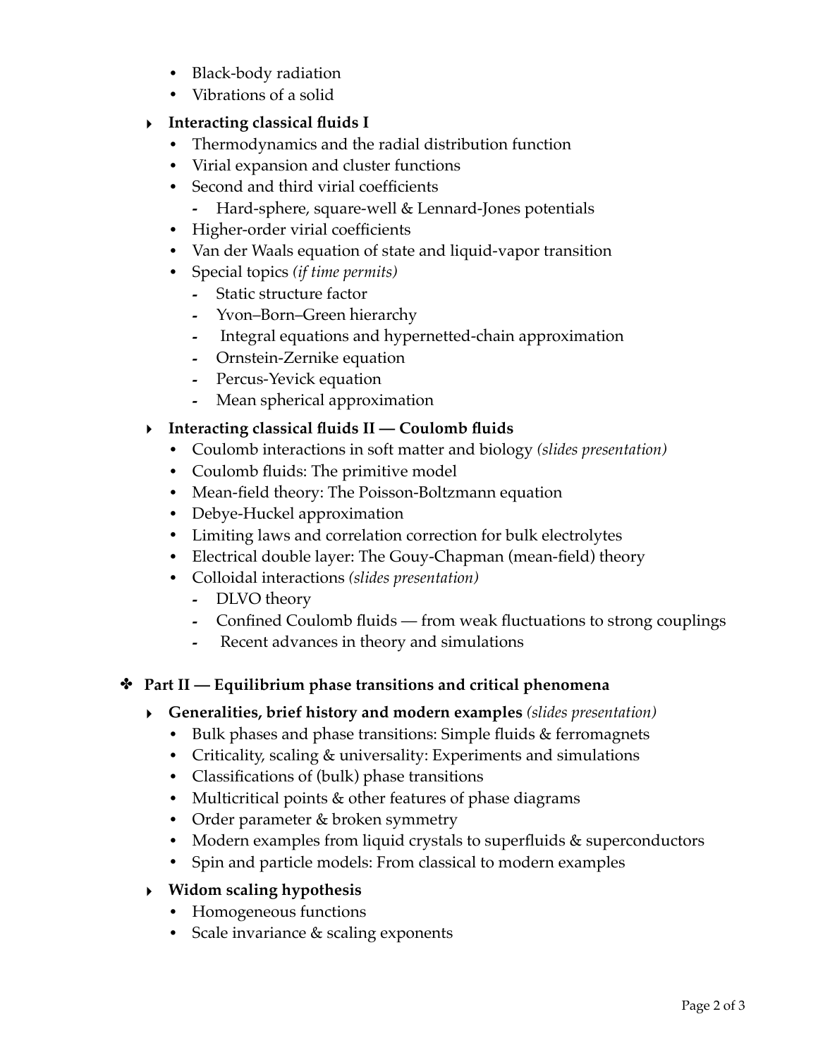- Black-body radiation
- Vibrations of a solid

- **Interacting classical fluids I**
  - Thermodynamics and the radial distribution function
  - Virial expansion and cluster functions
  - Second and third virial coefficients
    - Hard-sphere, square-well & Lennard-Jones potentials
  - Higher-order virial coefficients
  - Van der Waals equation of state and liquid-vapor transition
  - Special topics *(if time permits)*
    - Static structure factor
    - Yvon–Born–Green hierarchy
    - Integral equations and hypernetted-chain approximation
    - Ornstein-Zernike equation
    - Percus-Yevick equation
    - Mean spherical approximation

- **Interacting classical fluids II — Coulomb fluids**
  - Coulomb interactions in soft matter and biology *(slides presentation)*
  - Coulomb fluids: The primitive model
  - Mean-field theory: The Poisson-Boltzmann equation
  - Debye-Huckel approximation
  - Limiting laws and correlation correction for bulk electrolytes
  - Electrical double layer: The Gouy-Chapman (mean-field) theory
  - Colloidal interactions *(slides presentation)*
    - DLVO theory
    - Confined Coulomb fluids — from weak fluctuations to strong couplings
    - Recent advances in theory and simulations

## Part II — Equilibrium phase transitions and critical phenomena

- **Generalities, brief history and modern examples** *(slides presentation)*
  - Bulk phases and phase transitions: Simple fluids & ferromagnets
  - Criticality, scaling & universality: Experiments and simulations
  - Classifications of (bulk) phase transitions
  - Multicritical points & other features of phase diagrams
  - Order parameter & broken symmetry
  - Modern examples from liquid crystals to superfluids & superconductors
  - Spin and particle models: From classical to modern examples

- **Widom scaling hypothesis**
  - Homogeneous functions
  - Scale invariance & scaling exponents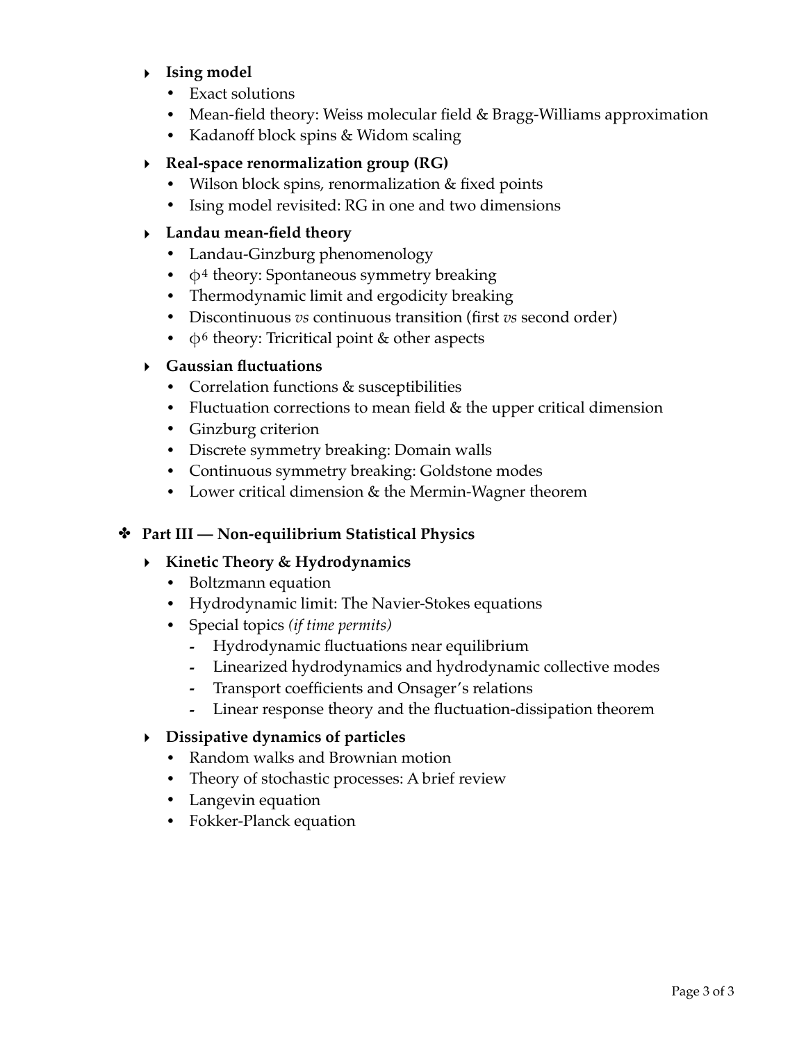- **Ising model**
  - Exact solutions
  - Mean-field theory: Weiss molecular field & Bragg-Williams approximation
  - Kadanoff block spins & Widom scaling
- **Real-space renormalization group (RG)**
  - Wilson block spins, renormalization & fixed points
  - Ising model revisited: RG in one and two dimensions
- **Landau mean-field theory**
  - Landau-Ginzburg phenomenology
  - $\phi^4$ theory: Spontaneous symmetry breaking
  - Thermodynamic limit and ergodicity breaking
  - Discontinuous *vs* continuous transition (first *vs* second order)
  - $\phi^6$ theory: Tricritical point & other aspects
- **Gaussian fluctuations**
  - Correlation functions & susceptibilities
  - Fluctuation corrections to mean field & the upper critical dimension
  - Ginzburg criterion
  - Discrete symmetry breaking: Domain walls
  - Continuous symmetry breaking: Goldstone modes
  - Lower critical dimension & the Mermin-Wagner theorem

## Part III — Non-equilibrium Statistical Physics

- **Kinetic Theory & Hydrodynamics**
  - Boltzmann equation
  - Hydrodynamic limit: The Navier-Stokes equations
  - Special topics *(if time permits)*
    - Hydrodynamic fluctuations near equilibrium
    - Linearized hydrodynamics and hydrodynamic collective modes
    - Transport coefficients and Onsager's relations
    - Linear response theory and the fluctuation-dissipation theorem
- **Dissipative dynamics of particles**
  - Random walks and Brownian motion
  - Theory of stochastic processes: A brief review
  - Langevin equation
  - Fokker-Planck equation